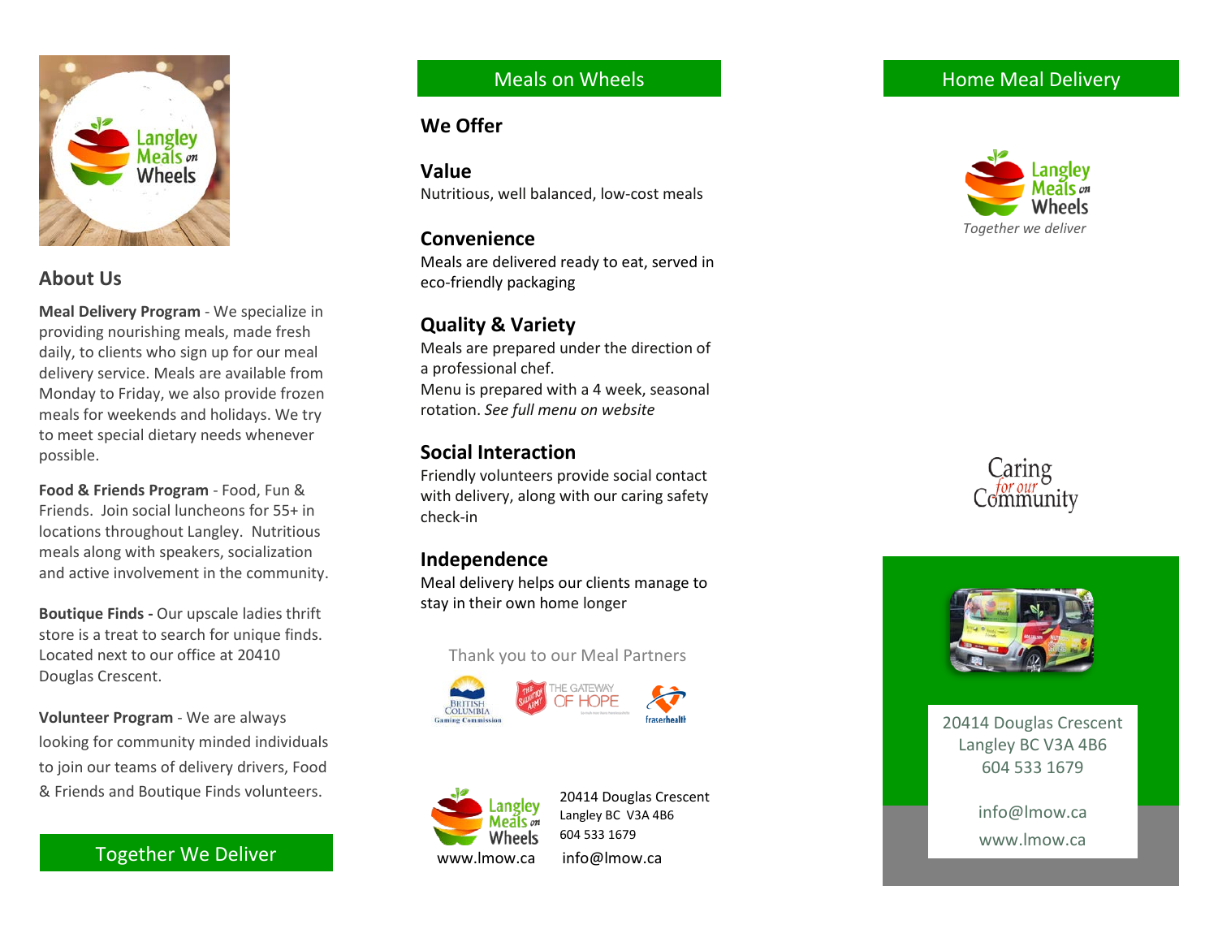Langley Meals on Wheels

## About Us

**Meal Delivery Program** - We specialize in providing nourishing meals, made fresh daily, to clients who sign up for our meal delivery service. Meals are available from Monday to Friday, we also provide frozen meals for weekends and holidays. We try to meet special dietary needs whenever possible.

**Food & Friends Program** - Food, Fun & Friends. Join social luncheons for 55+ in locations throughout Langley. Nutritious meals along with speakers, socialization and active involvement in the community.

**Boutique Finds -** Our upscale ladies thrift store is a treat to search for unique finds. Located next to our office at 20410 Douglas Crescent.

**Volunteer Program** - We are always looking for community minded individuals to join our teams of delivery drivers, Food & Friends and Boutique Finds volunteers.

Together We Deliver

# Meals on Wheels

## We Offer

### Value

Nutritious, well balanced, low-cost meals

### Convenience

Meals are delivered ready to eat, served in eco-friendly packaging

### Quality & Variety

Meals are prepared under the direction of a professional chef.
Menu is prepared with a 4 week, seasonal rotation. *See full menu on website*

### Social Interaction

Friendly volunteers provide social contact with delivery, along with our caring safety check-in

### Independence

Meal delivery helps our clients manage to stay in their own home longer

Thank you to our Meal Partners

British Columbia Gaming Commission · The Salvation Army · The Gateway of Hope · fraserhealth

Langley Meals on Wheels
www.lmow.ca

20414 Douglas Crescent
Langley BC V3A 4B6
604 533 1679
info@lmow.ca

# Home Meal Delivery

Langley Meals on Wheels
*Together we deliver*

Caring for our Community

20414 Douglas Crescent
Langley BC V3A 4B6
604 533 1679

info@lmow.ca
www.lmow.ca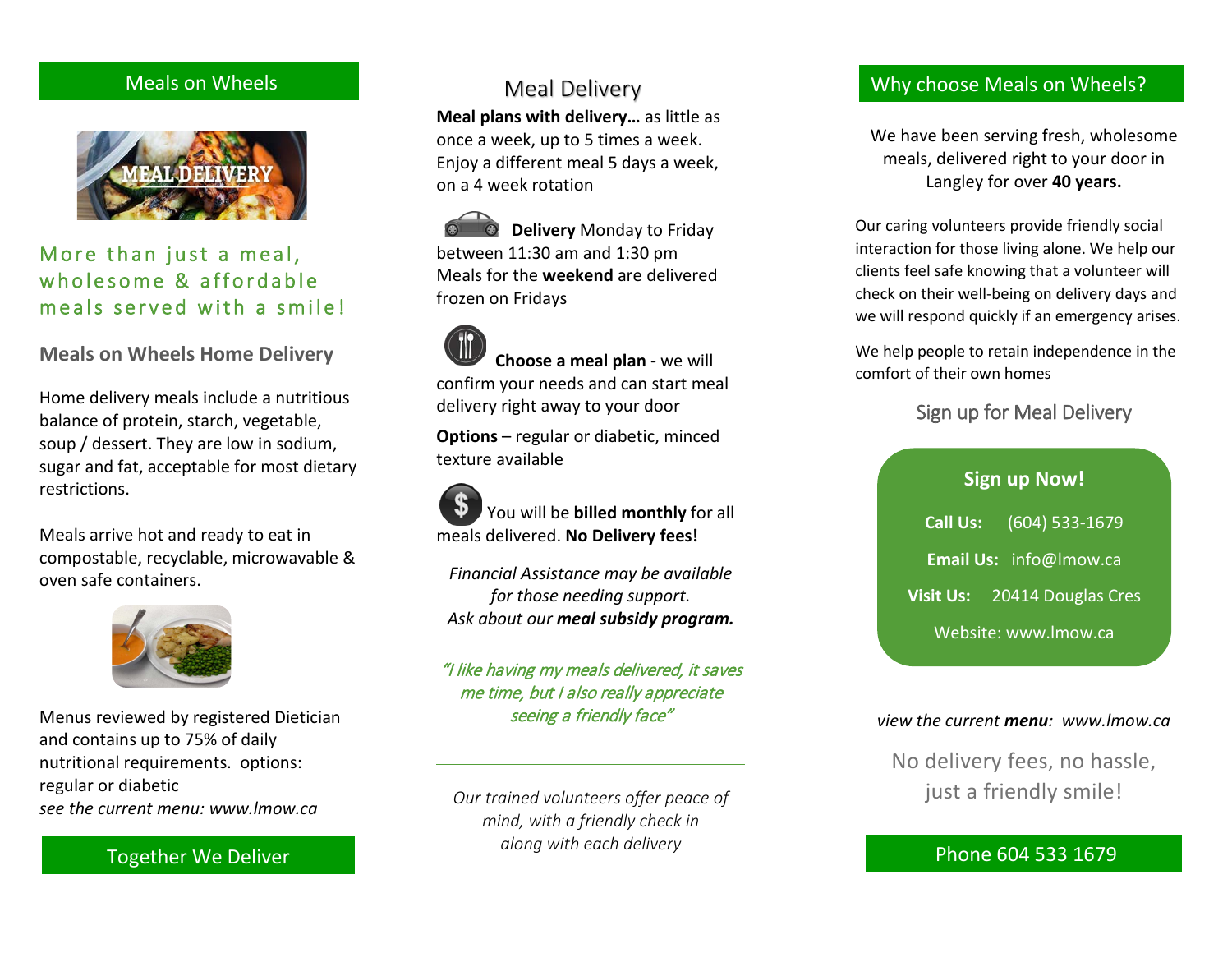## Meals on Wheels

More than just a meal, wholesome & affordable meals served with a smile!

### Meals on Wheels Home Delivery

Home delivery meals include a nutritious balance of protein, starch, vegetable, soup / dessert. They are low in sodium, sugar and fat, acceptable for most dietary restrictions.

Meals arrive hot and ready to eat in compostable, recyclable, microwavable & oven safe containers.

Menus reviewed by registered Dietician and contains up to 75% of daily nutritional requirements. options: regular or diabetic
*see the current menu: www.lmow.ca*

**Together We Deliver**

## Meal Delivery

**Meal plans with delivery…** as little as once a week, up to 5 times a week. Enjoy a different meal 5 days a week, on a 4 week rotation

**Delivery** Monday to Friday between 11:30 am and 1:30 pm
Meals for the **weekend** are delivered frozen on Fridays

**Choose a meal plan** - we will confirm your needs and can start meal delivery right away to your door

**Options** – regular or diabetic, minced texture available

You will be **billed monthly** for all meals delivered. **No Delivery fees!**

*Financial Assistance may be available for those needing support.*
*Ask about our **meal subsidy program.***

*"I like having my meals delivered, it saves me time, but I also really appreciate seeing a friendly face"*

---

*Our trained volunteers offer peace of mind, with a friendly check in along with each delivery*

---

## Why choose Meals on Wheels?

We have been serving fresh, wholesome meals, delivered right to your door in Langley for over **40 years.**

Our caring volunteers provide friendly social interaction for those living alone. We help our clients feel safe knowing that a volunteer will check on their well-being on delivery days and we will respond quickly if an emergency arises.

We help people to retain independence in the comfort of their own homes

### Sign up for Meal Delivery

**Sign up Now!**

**Call Us:** (604) 533-1679

**Email Us:** info@lmow.ca

**Visit Us:** 20414 Douglas Cres

Website: www.lmow.ca

*view the current **menu**: www.lmow.ca*

No delivery fees, no hassle, just a friendly smile!

**Phone 604 533 1679**